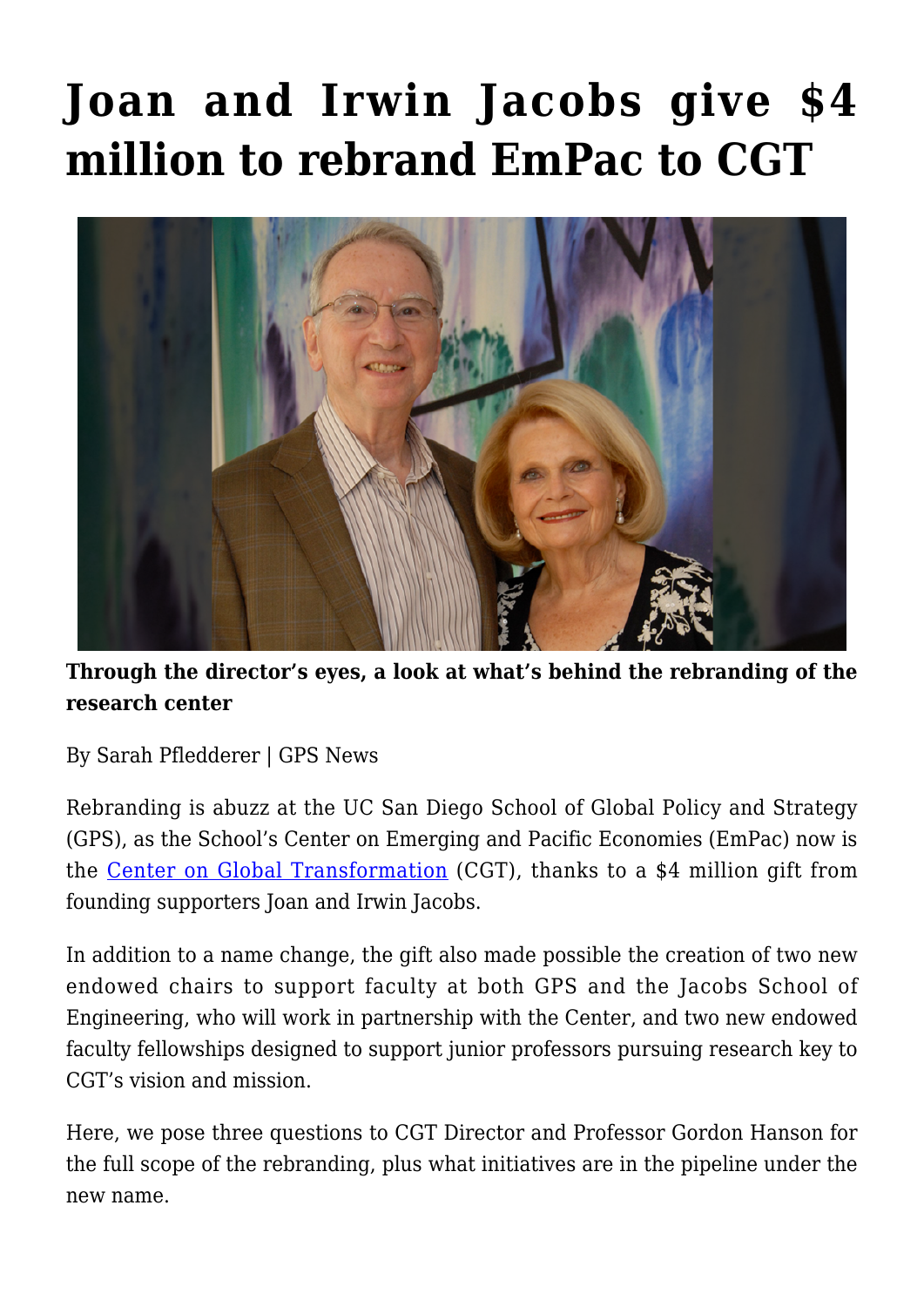# Joan and Irwin Jacobs give $4 million to rebrand EmPac to CGT

**Through the director's eyes, a look at what's behind the rebranding of the research center**

By Sarah Pfledderer | GPS News

Rebranding is abuzz at the UC San Diego School of Global Policy and Strategy (GPS), as the School's Center on Emerging and Pacific Economies (EmPac) now is the [Center on Global Transformation](#) (CGT), thanks to a $4 million gift from founding supporters Joan and Irwin Jacobs.

In addition to a name change, the gift also made possible the creation of two new endowed chairs to support faculty at both GPS and the Jacobs School of Engineering, who will work in partnership with the Center, and two new endowed faculty fellowships designed to support junior professors pursuing research key to CGT's vision and mission.

Here, we pose three questions to CGT Director and Professor Gordon Hanson for the full scope of the rebranding, plus what initiatives are in the pipeline under the new name.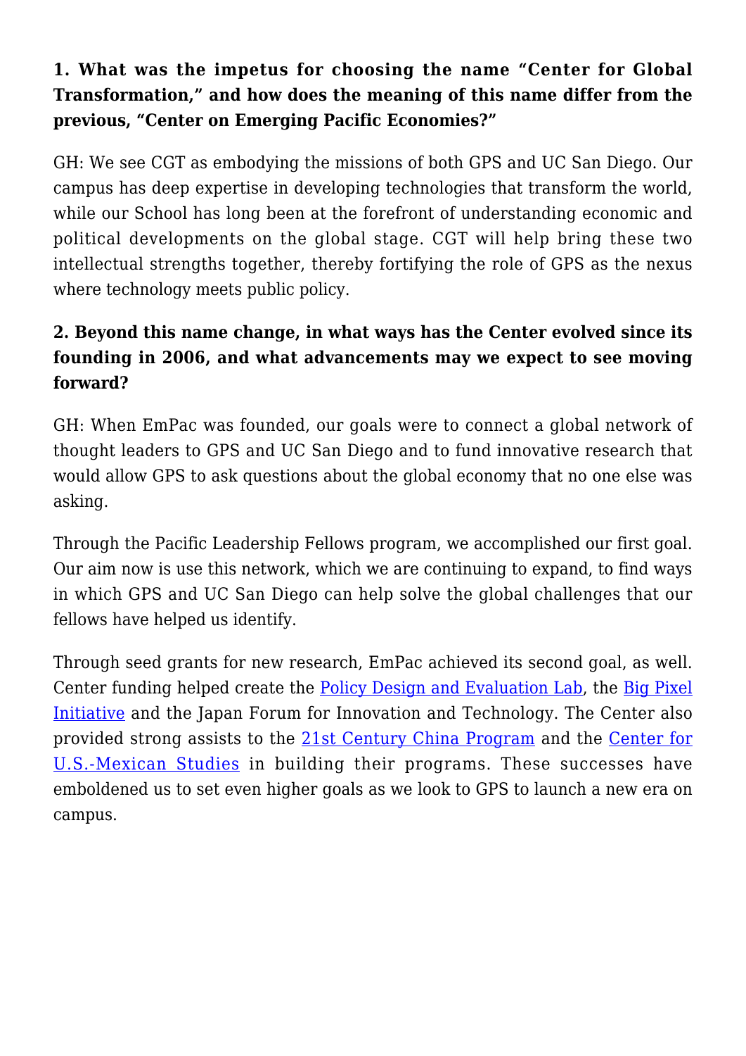**1. What was the impetus for choosing the name "Center for Global Transformation," and how does the meaning of this name differ from the previous, "Center on Emerging Pacific Economies?"**

GH: We see CGT as embodying the missions of both GPS and UC San Diego. Our campus has deep expertise in developing technologies that transform the world, while our School has long been at the forefront of understanding economic and political developments on the global stage. CGT will help bring these two intellectual strengths together, thereby fortifying the role of GPS as the nexus where technology meets public policy.

**2. Beyond this name change, in what ways has the Center evolved since its founding in 2006, and what advancements may we expect to see moving forward?**

GH: When EmPac was founded, our goals were to connect a global network of thought leaders to GPS and UC San Diego and to fund innovative research that would allow GPS to ask questions about the global economy that no one else was asking.

Through the Pacific Leadership Fellows program, we accomplished our first goal. Our aim now is use this network, which we are continuing to expand, to find ways in which GPS and UC San Diego can help solve the global challenges that our fellows have helped us identify.

Through seed grants for new research, EmPac achieved its second goal, as well. Center funding helped create the Policy Design and Evaluation Lab, the Big Pixel Initiative and the Japan Forum for Innovation and Technology. The Center also provided strong assists to the 21st Century China Program and the Center for U.S.-Mexican Studies in building their programs. These successes have emboldened us to set even higher goals as we look to GPS to launch a new era on campus.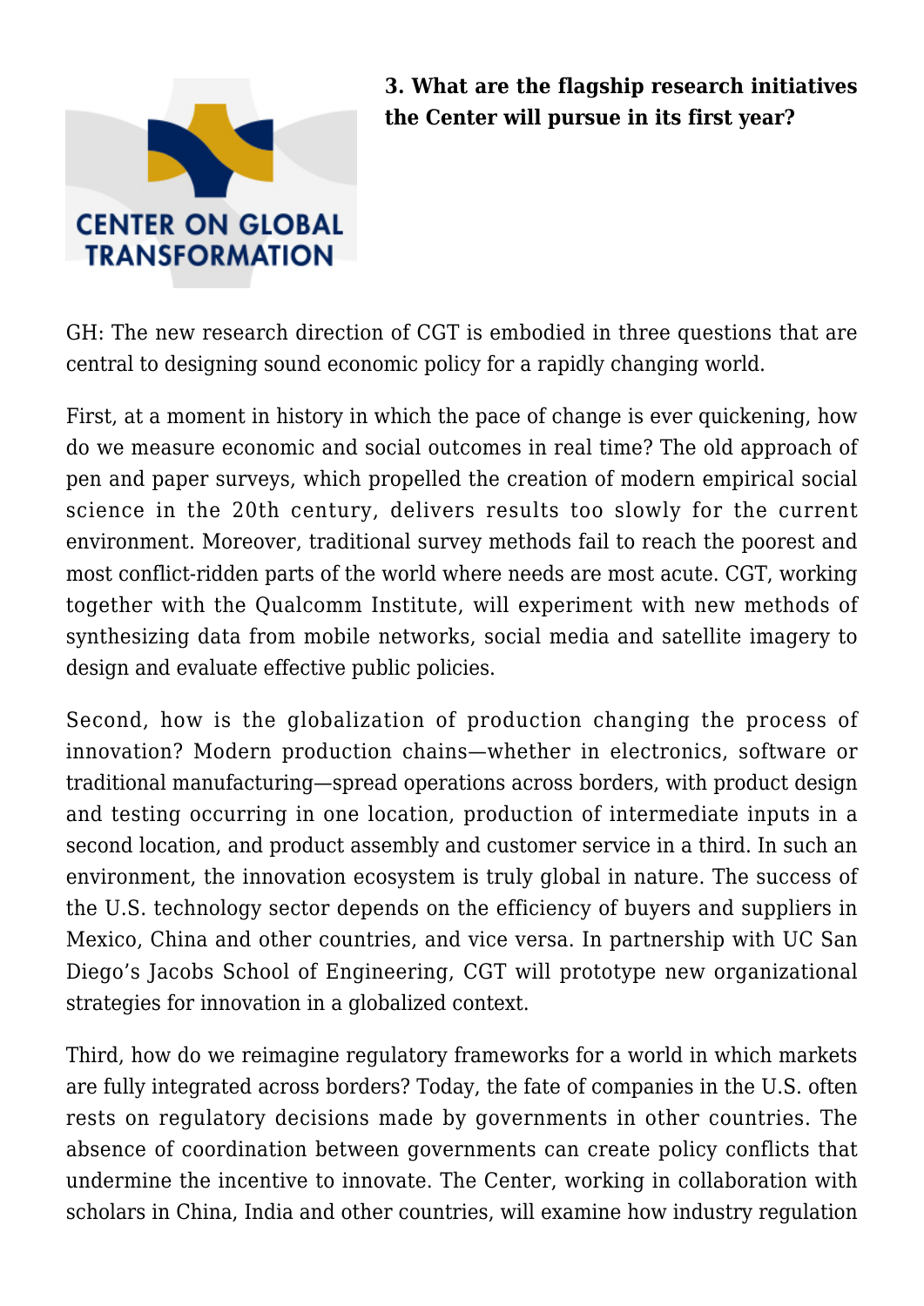**3. What are the flagship research initiatives the Center will pursue in its first year?**

GH: The new research direction of CGT is embodied in three questions that are central to designing sound economic policy for a rapidly changing world.

First, at a moment in history in which the pace of change is ever quickening, how do we measure economic and social outcomes in real time? The old approach of pen and paper surveys, which propelled the creation of modern empirical social science in the 20th century, delivers results too slowly for the current environment. Moreover, traditional survey methods fail to reach the poorest and most conflict-ridden parts of the world where needs are most acute. CGT, working together with the Qualcomm Institute, will experiment with new methods of synthesizing data from mobile networks, social media and satellite imagery to design and evaluate effective public policies.

Second, how is the globalization of production changing the process of innovation? Modern production chains—whether in electronics, software or traditional manufacturing—spread operations across borders, with product design and testing occurring in one location, production of intermediate inputs in a second location, and product assembly and customer service in a third. In such an environment, the innovation ecosystem is truly global in nature. The success of the U.S. technology sector depends on the efficiency of buyers and suppliers in Mexico, China and other countries, and vice versa. In partnership with UC San Diego's Jacobs School of Engineering, CGT will prototype new organizational strategies for innovation in a globalized context.

Third, how do we reimagine regulatory frameworks for a world in which markets are fully integrated across borders? Today, the fate of companies in the U.S. often rests on regulatory decisions made by governments in other countries. The absence of coordination between governments can create policy conflicts that undermine the incentive to innovate. The Center, working in collaboration with scholars in China, India and other countries, will examine how industry regulation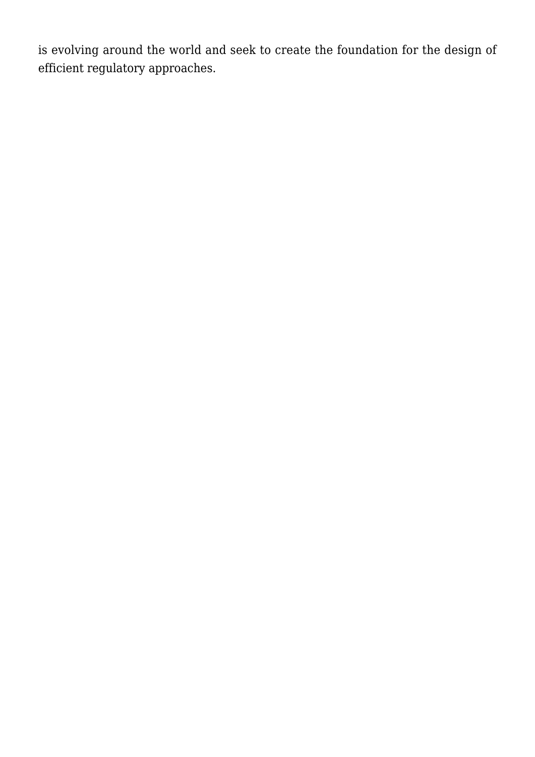is evolving around the world and seek to create the foundation for the design of efficient regulatory approaches.